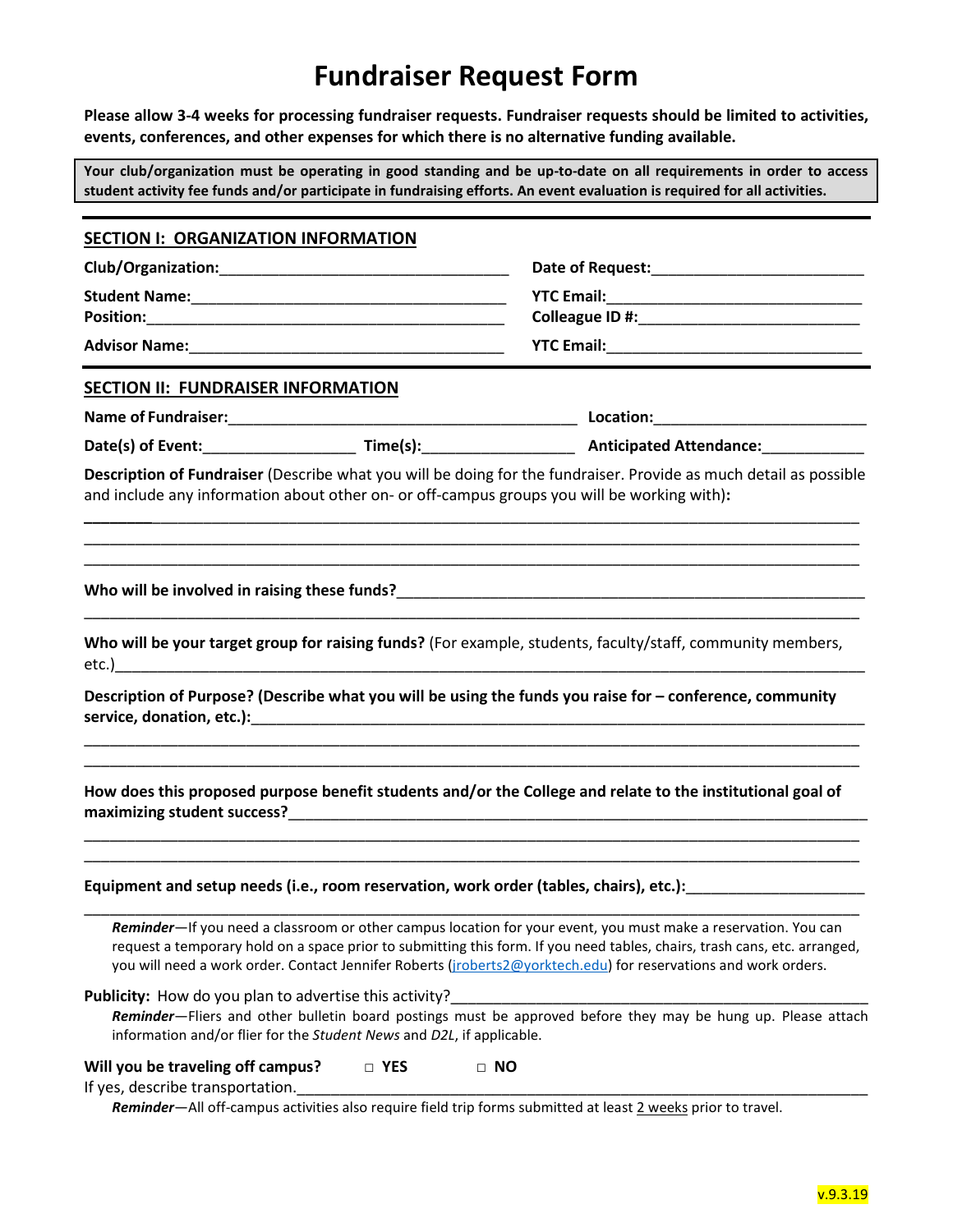# Fundraiser Request Form

**Please allow 3-4 weeks for processing fundraiser requests. Fundraiser requests should be limited to activities, events, conferences, and other expenses for which there is no alternative funding available.**

**Your club/organization must be operating in good standing and be up-to-date on all requirements in order to access student activity fee funds and/or participate in fundraising efforts. An event evaluation is required for all activities.**

## SECTION I: ORGANIZATION INFORMATION

**Club/Organization:**___________________________________ **Date of Request:**_________________________

**Student Name:**_____________________________________ **YTC Email:**______________________________

**Position:**__________________________________________ **Colleague ID #:**___________________________

**Advisor Name:**_____________________________________ **YTC Email:**______________________________

## SECTION II: FUNDRAISER INFORMATION

**Name of Fundraiser:**___________________________________________ **Location:**_________________________

**Date(s) of Event:**__________________ **Time(s):**__________________ **Anticipated Attendance:**____________

**Description of Fundraiser** (Describe what you will be doing for the fundraiser. Provide as much detail as possible and include any information about other on- or off-campus groups you will be working with)**:**

_____________________________________________________________________________________________

_____________________________________________________________________________________________

_____________________________________________________________________________________________

**Who will be involved in raising these funds?**__________________________________________________________

_____________________________________________________________________________________________

**Who will be your target group for raising funds?** (For example, students, faculty/staff, community members, etc.)_____________________________________________________________________________________

**Description of Purpose? (Describe what you will be using the funds you raise for – conference, community service, donation, etc.):**____________________________________________________________________________

_____________________________________________________________________________________________

_____________________________________________________________________________________________

**How does this proposed purpose benefit students and/or the College and relate to the institutional goal of maximizing student success?**________________________________________________________________________

_____________________________________________________________________________________________

_____________________________________________________________________________________________

**Equipment and setup needs (i.e., room reservation, work order (tables, chairs), etc.):**_____________________

_____________________________________________________________________________________________

> ***Reminder***—If you need a classroom or other campus location for your event, you must make a reservation. You can request a temporary hold on a space prior to submitting this form. If you need tables, chairs, trash cans, etc. arranged, you will need a work order. Contact Jennifer Roberts (jroberts2@yorktech.edu) for reservations and work orders.

**Publicity:** How do you plan to advertise this activity?_________________________________________________

> ***Reminder***—Fliers and other bulletin board postings must be approved before they may be hung up. Please attach information and/or flier for the *Student News* and *D2L*, if applicable.

**Will you be traveling off campus?** □ **YES** □ **NO**

If yes, describe transportation.______________________________________________________________________

> ***Reminder***—All off-campus activities also require field trip forms submitted at least 2 weeks prior to travel.

v.9.3.19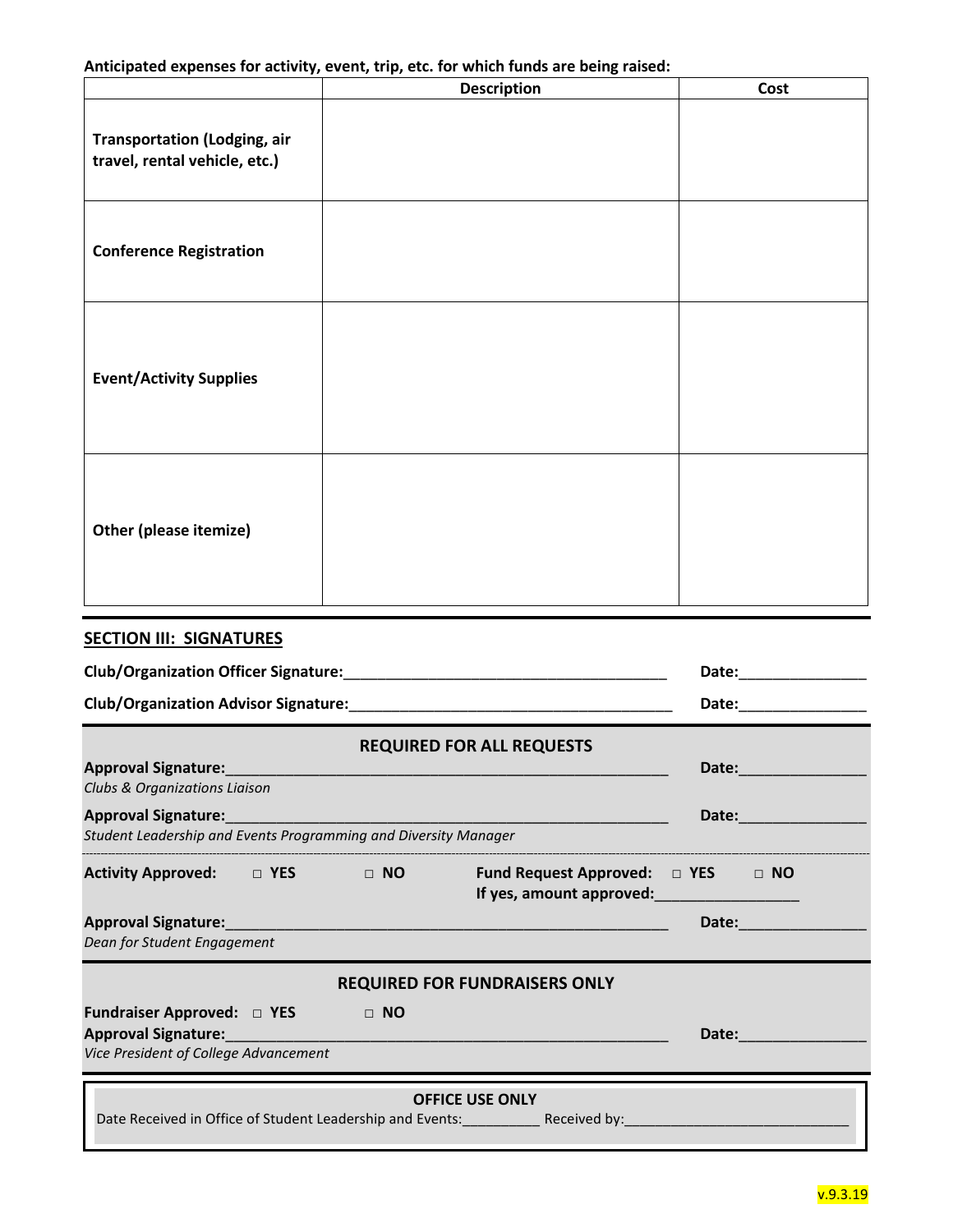**Anticipated expenses for activity, event, trip, etc. for which funds are being raised:**

| | Description | Cost |
|---|---|---|
| **Transportation (Lodging, air travel, rental vehicle, etc.)** | | |
| **Conference Registration** | | |
| **Event/Activity Supplies** | | |
| **Other (please itemize)** | | |

## SECTION III: SIGNATURES

**Club/Organization Officer Signature:**_______________________________________ **Date:**_______________

**Club/Organization Advisor Signature:**_______________________________________ **Date:**_______________

### REQUIRED FOR ALL REQUESTS

**Approval Signature:**_______________________________________________________ **Date:**_______________
*Clubs & Organizations Liaison*

**Approval Signature:**_______________________________________________________ **Date:**_______________
*Student Leadership and Events Programming and Diversity Manager*

**Activity Approved:** □ **YES** □ **NO** **Fund Request Approved:** □ **YES** □ **NO**
**If yes, amount approved:**_________________

**Approval Signature:**_______________________________________________________ **Date:**_______________
*Dean for Student Engagement*

### REQUIRED FOR FUNDRAISERS ONLY

**Fundraiser Approved:** □ **YES** □ **NO**
**Approval Signature:**_______________________________________________________ **Date:**_______________
*Vice President of College Advancement*

### OFFICE USE ONLY

Date Received in Office of Student Leadership and Events:__________ Received by:____________________________

v.9.3.19